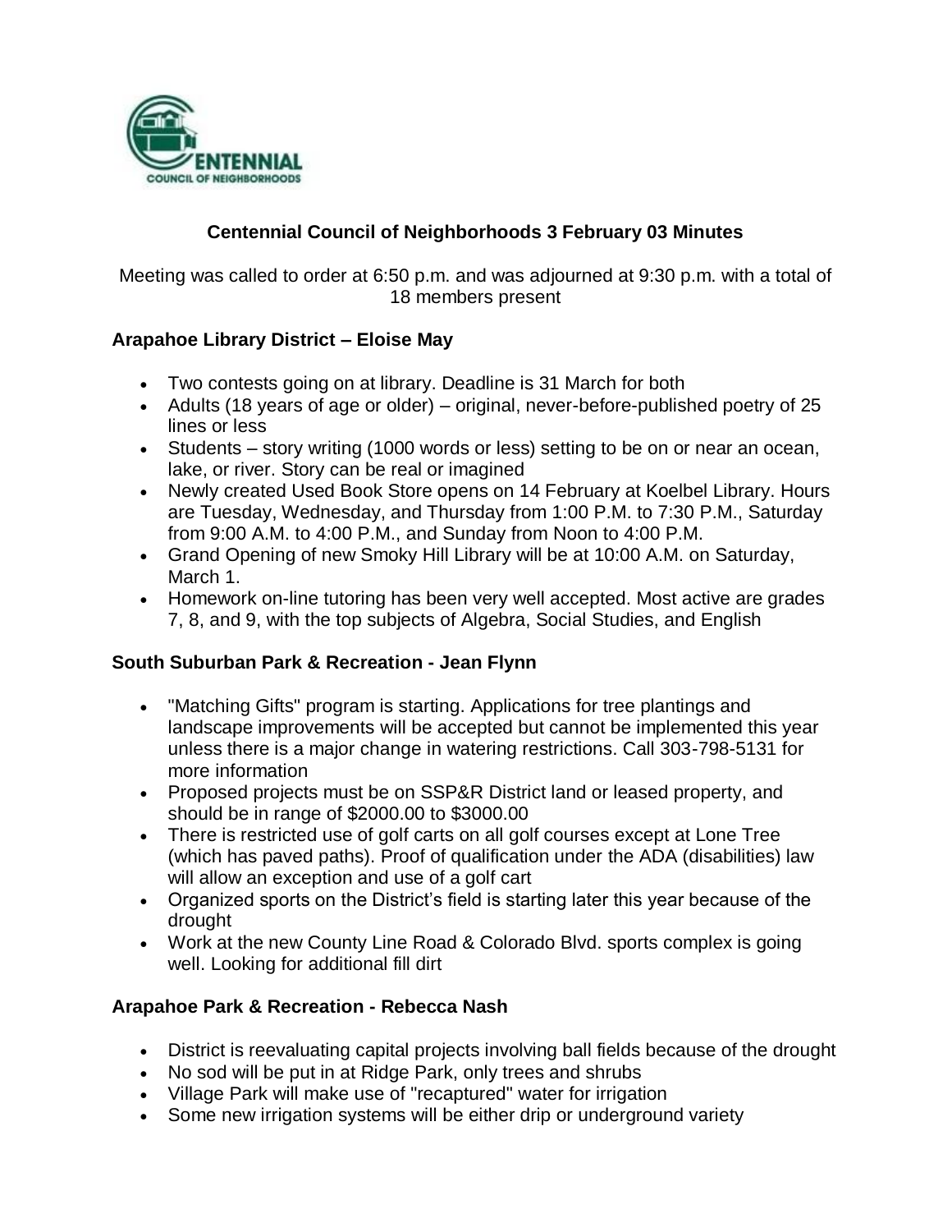# Centennial Council of Neighborhoods 3 February 03 Minutes

Meeting was called to order at 6:50 p.m. and was adjourned at 9:30 p.m. with a total of 18 members present

## Arapahoe Library District – Eloise May

- Two contests going on at library. Deadline is 31 March for both
- Adults (18 years of age or older) – original, never-before-published poetry of 25 lines or less
- Students – story writing (1000 words or less) setting to be on or near an ocean, lake, or river. Story can be real or imagined
- Newly created Used Book Store opens on 14 February at Koelbel Library. Hours are Tuesday, Wednesday, and Thursday from 1:00 P.M. to 7:30 P.M., Saturday from 9:00 A.M. to 4:00 P.M., and Sunday from Noon to 4:00 P.M.
- Grand Opening of new Smoky Hill Library will be at 10:00 A.M. on Saturday, March 1.
- Homework on-line tutoring has been very well accepted. Most active are grades 7, 8, and 9, with the top subjects of Algebra, Social Studies, and English

## South Suburban Park & Recreation - Jean Flynn

- "Matching Gifts" program is starting. Applications for tree plantings and landscape improvements will be accepted but cannot be implemented this year unless there is a major change in watering restrictions. Call 303-798-5131 for more information
- Proposed projects must be on SSP&R District land or leased property, and should be in range of $2000.00 to $3000.00
- There is restricted use of golf carts on all golf courses except at Lone Tree (which has paved paths). Proof of qualification under the ADA (disabilities) law will allow an exception and use of a golf cart
- Organized sports on the District's field is starting later this year because of the drought
- Work at the new County Line Road & Colorado Blvd. sports complex is going well. Looking for additional fill dirt

## Arapahoe Park & Recreation - Rebecca Nash

- District is reevaluating capital projects involving ball fields because of the drought
- No sod will be put in at Ridge Park, only trees and shrubs
- Village Park will make use of "recaptured" water for irrigation
- Some new irrigation systems will be either drip or underground variety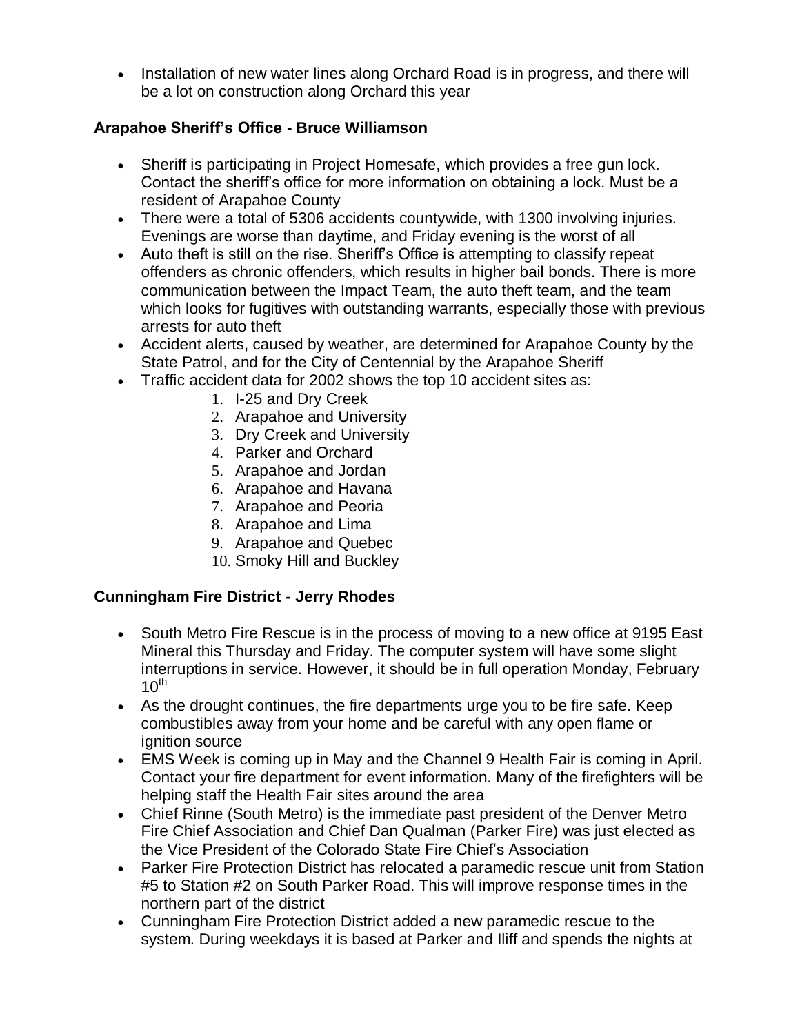- Installation of new water lines along Orchard Road is in progress, and there will be a lot on construction along Orchard this year

### Arapahoe Sheriff's Office - Bruce Williamson

- Sheriff is participating in Project Homesafe, which provides a free gun lock. Contact the sheriff's office for more information on obtaining a lock. Must be a resident of Arapahoe County
- There were a total of 5306 accidents countywide, with 1300 involving injuries. Evenings are worse than daytime, and Friday evening is the worst of all
- Auto theft is still on the rise. Sheriff's Office is attempting to classify repeat offenders as chronic offenders, which results in higher bail bonds. There is more communication between the Impact Team, the auto theft team, and the team which looks for fugitives with outstanding warrants, especially those with previous arrests for auto theft
- Accident alerts, caused by weather, are determined for Arapahoe County by the State Patrol, and for the City of Centennial by the Arapahoe Sheriff
- Traffic accident data for 2002 shows the top 10 accident sites as:
    1. I-25 and Dry Creek
    2. Arapahoe and University
    3. Dry Creek and University
    4. Parker and Orchard
    5. Arapahoe and Jordan
    6. Arapahoe and Havana
    7. Arapahoe and Peoria
    8. Arapahoe and Lima
    9. Arapahoe and Quebec
    10. Smoky Hill and Buckley

### Cunningham Fire District - Jerry Rhodes

- South Metro Fire Rescue is in the process of moving to a new office at 9195 East Mineral this Thursday and Friday. The computer system will have some slight interruptions in service. However, it should be in full operation Monday, February 10th
- As the drought continues, the fire departments urge you to be fire safe. Keep combustibles away from your home and be careful with any open flame or ignition source
- EMS Week is coming up in May and the Channel 9 Health Fair is coming in April. Contact your fire department for event information. Many of the firefighters will be helping staff the Health Fair sites around the area
- Chief Rinne (South Metro) is the immediate past president of the Denver Metro Fire Chief Association and Chief Dan Qualman (Parker Fire) was just elected as the Vice President of the Colorado State Fire Chief's Association
- Parker Fire Protection District has relocated a paramedic rescue unit from Station #5 to Station #2 on South Parker Road. This will improve response times in the northern part of the district
- Cunningham Fire Protection District added a new paramedic rescue to the system. During weekdays it is based at Parker and Iliff and spends the nights at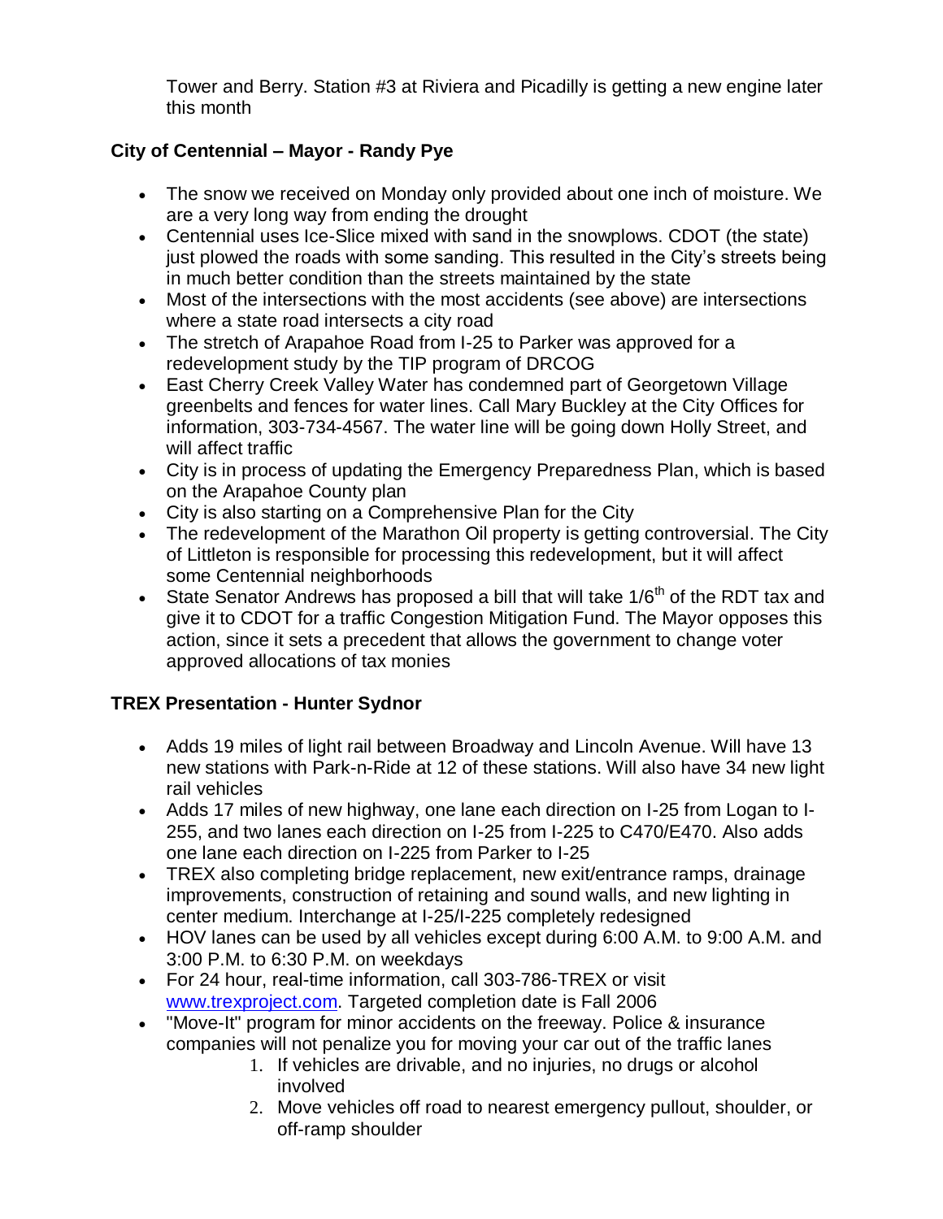Tower and Berry. Station #3 at Riviera and Picadilly is getting a new engine later this month

**City of Centennial – Mayor - Randy Pye**

- The snow we received on Monday only provided about one inch of moisture. We are a very long way from ending the drought
- Centennial uses Ice-Slice mixed with sand in the snowplows. CDOT (the state) just plowed the roads with some sanding. This resulted in the City's streets being in much better condition than the streets maintained by the state
- Most of the intersections with the most accidents (see above) are intersections where a state road intersects a city road
- The stretch of Arapahoe Road from I-25 to Parker was approved for a redevelopment study by the TIP program of DRCOG
- East Cherry Creek Valley Water has condemned part of Georgetown Village greenbelts and fences for water lines. Call Mary Buckley at the City Offices for information, 303-734-4567. The water line will be going down Holly Street, and will affect traffic
- City is in process of updating the Emergency Preparedness Plan, which is based on the Arapahoe County plan
- City is also starting on a Comprehensive Plan for the City
- The redevelopment of the Marathon Oil property is getting controversial. The City of Littleton is responsible for processing this redevelopment, but it will affect some Centennial neighborhoods
- State Senator Andrews has proposed a bill that will take 1/6th of the RDT tax and give it to CDOT for a traffic Congestion Mitigation Fund. The Mayor opposes this action, since it sets a precedent that allows the government to change voter approved allocations of tax monies

**TREX Presentation - Hunter Sydnor**

- Adds 19 miles of light rail between Broadway and Lincoln Avenue. Will have 13 new stations with Park-n-Ride at 12 of these stations. Will also have 34 new light rail vehicles
- Adds 17 miles of new highway, one lane each direction on I-25 from Logan to I-255, and two lanes each direction on I-25 from I-225 to C470/E470. Also adds one lane each direction on I-225 from Parker to I-25
- TREX also completing bridge replacement, new exit/entrance ramps, drainage improvements, construction of retaining and sound walls, and new lighting in center medium. Interchange at I-25/I-225 completely redesigned
- HOV lanes can be used by all vehicles except during 6:00 A.M. to 9:00 A.M. and 3:00 P.M. to 6:30 P.M. on weekdays
- For 24 hour, real-time information, call 303-786-TREX or visit www.trexproject.com. Targeted completion date is Fall 2006
- "Move-It" program for minor accidents on the freeway. Police & insurance companies will not penalize you for moving your car out of the traffic lanes
    1. If vehicles are drivable, and no injuries, no drugs or alcohol involved
    2. Move vehicles off road to nearest emergency pullout, shoulder, or off-ramp shoulder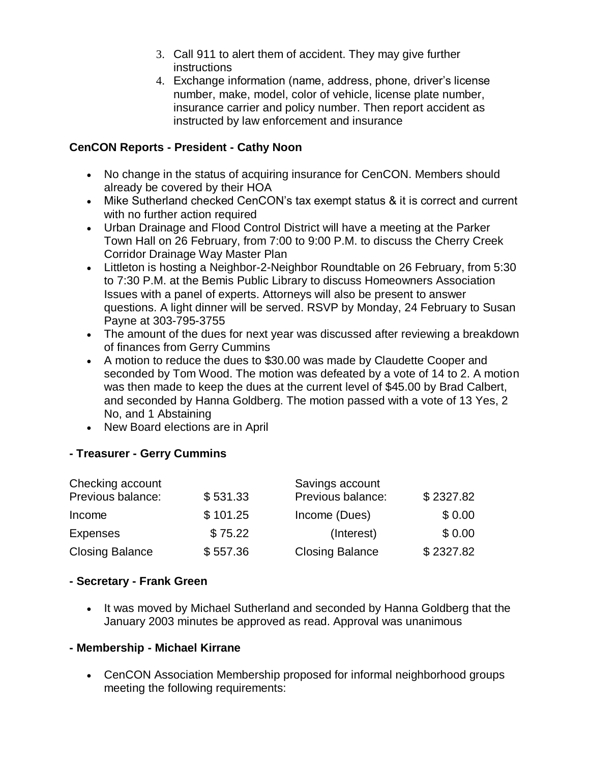3. Call 911 to alert them of accident. They may give further instructions
4. Exchange information (name, address, phone, driver's license number, make, model, color of vehicle, license plate number, insurance carrier and policy number. Then report accident as instructed by law enforcement and insurance

**CenCON Reports - President - Cathy Noon**

- No change in the status of acquiring insurance for CenCON. Members should already be covered by their HOA
- Mike Sutherland checked CenCON's tax exempt status & it is correct and current with no further action required
- Urban Drainage and Flood Control District will have a meeting at the Parker Town Hall on 26 February, from 7:00 to 9:00 P.M. to discuss the Cherry Creek Corridor Drainage Way Master Plan
- Littleton is hosting a Neighbor-2-Neighbor Roundtable on 26 February, from 5:30 to 7:30 P.M. at the Bemis Public Library to discuss Homeowners Association Issues with a panel of experts. Attorneys will also be present to answer questions. A light dinner will be served. RSVP by Monday, 24 February to Susan Payne at 303-795-3755
- The amount of the dues for next year was discussed after reviewing a breakdown of finances from Gerry Cummins
- A motion to reduce the dues to $30.00 was made by Claudette Cooper and seconded by Tom Wood. The motion was defeated by a vote of 14 to 2. A motion was then made to keep the dues at the current level of $45.00 by Brad Calbert, and seconded by Hanna Goldberg. The motion passed with a vote of 13 Yes, 2 No, and 1 Abstaining
- New Board elections are in April

**- Treasurer - Gerry Cummins**

| Checking account | | Savings account | |
|---|---|---|---|
| Previous balance: | $ 531.33 | Previous balance: | $ 2327.82 |
| Income | $ 101.25 | Income (Dues) | $ 0.00 |
| Expenses | $ 75.22 | (Interest) | $ 0.00 |
| Closing Balance | $ 557.36 | Closing Balance | $ 2327.82 |

**- Secretary - Frank Green**

- It was moved by Michael Sutherland and seconded by Hanna Goldberg that the January 2003 minutes be approved as read. Approval was unanimous

**- Membership - Michael Kirrane**

- CenCON Association Membership proposed for informal neighborhood groups meeting the following requirements: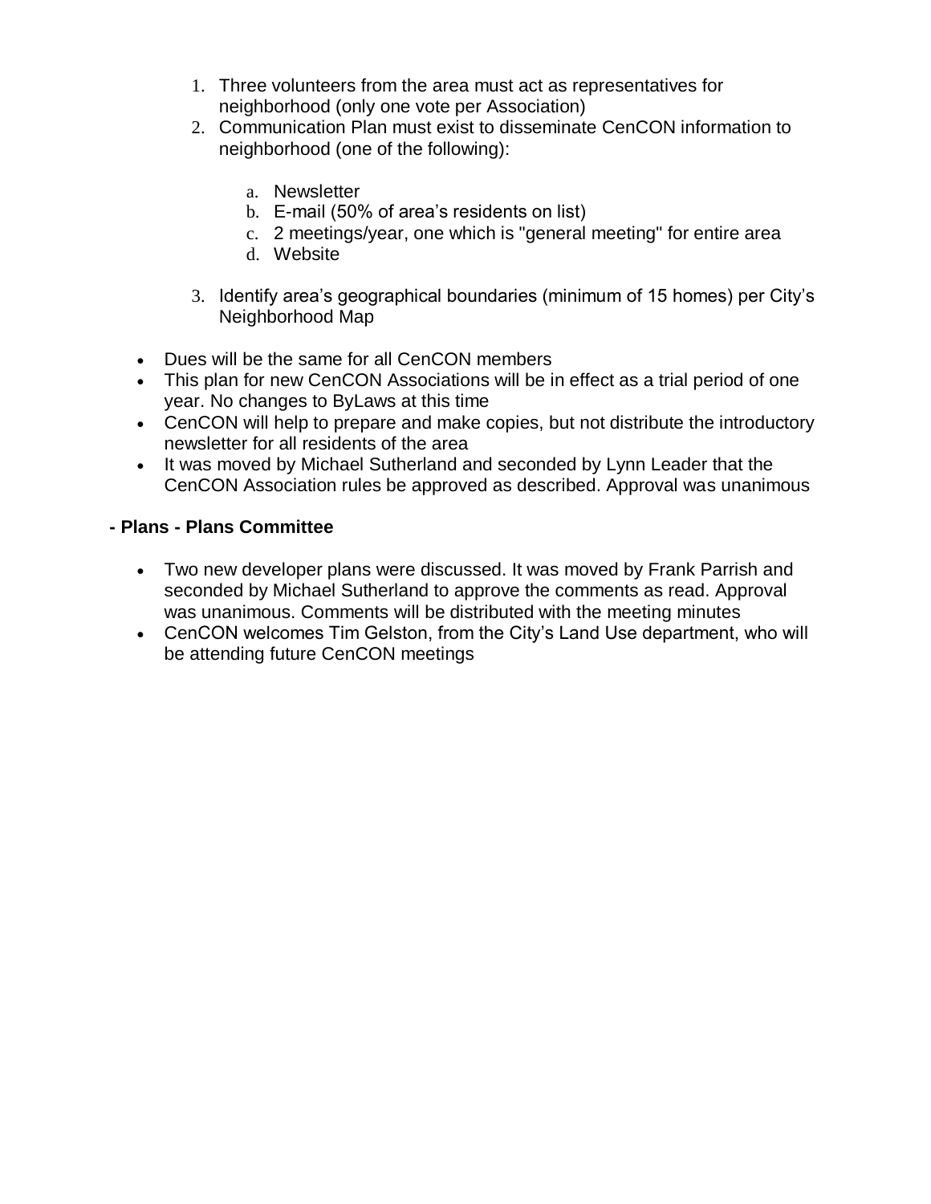1. Three volunteers from the area must act as representatives for neighborhood (only one vote per Association)
2. Communication Plan must exist to disseminate CenCON information to neighborhood (one of the following):
    a. Newsletter
    b. E-mail (50% of area's residents on list)
    c. 2 meetings/year, one which is "general meeting" for entire area
    d. Website
3. Identify area's geographical boundaries (minimum of 15 homes) per City's Neighborhood Map

- Dues will be the same for all CenCON members
- This plan for new CenCON Associations will be in effect as a trial period of one year. No changes to ByLaws at this time
- CenCON will help to prepare and make copies, but not distribute the introductory newsletter for all residents of the area
- It was moved by Michael Sutherland and seconded by Lynn Leader that the CenCON Association rules be approved as described. Approval was unanimous

**- Plans - Plans Committee**

- Two new developer plans were discussed. It was moved by Frank Parrish and seconded by Michael Sutherland to approve the comments as read. Approval was unanimous. Comments will be distributed with the meeting minutes
- CenCON welcomes Tim Gelston, from the City's Land Use department, who will be attending future CenCON meetings